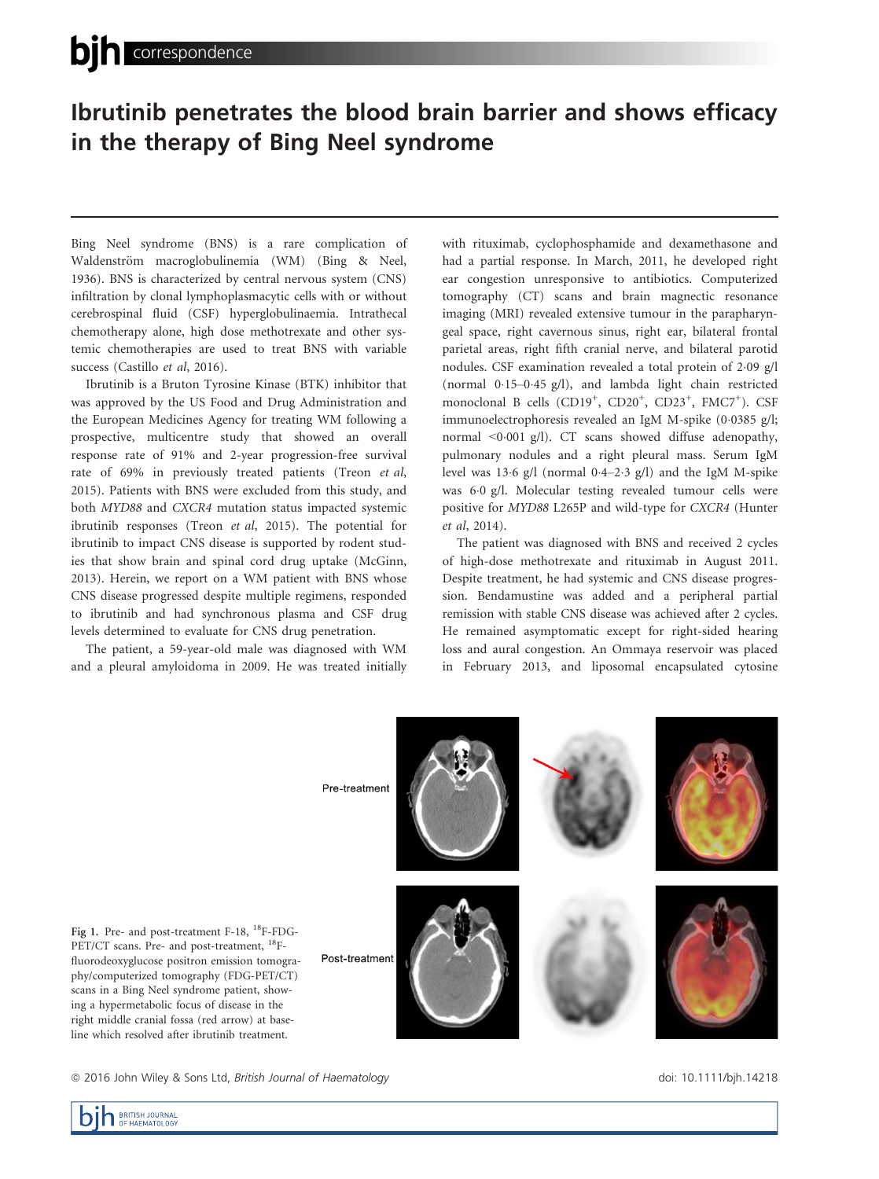# Ibrutinib penetrates the blood brain barrier and shows efficacy in the therapy of Bing Neel syndrome

Bing Neel syndrome (BNS) is a rare complication of Waldenström macroglobulinemia (WM) (Bing & Neel, 1936). BNS is characterized by central nervous system (CNS) infiltration by clonal lymphoplasmacytic cells with or without cerebrospinal fluid (CSF) hyperglobulinaemia. Intrathecal chemotherapy alone, high dose methotrexate and other systemic chemotherapies are used to treat BNS with variable success (Castillo *et al*, 2016).

Ibrutinib is a Bruton Tyrosine Kinase (BTK) inhibitor that was approved by the US Food and Drug Administration and the European Medicines Agency for treating WM following a prospective, multicentre study that showed an overall response rate of 91% and 2-year progression-free survival rate of 69% in previously treated patients (Treon *et al*, 2015). Patients with BNS were excluded from this study, and both *MYD88* and *CXCR4* mutation status impacted systemic ibrutinib responses (Treon *et al*, 2015). The potential for ibrutinib to impact CNS disease is supported by rodent studies that show brain and spinal cord drug uptake (McGinn, 2013). Herein, we report on a WM patient with BNS whose CNS disease progressed despite multiple regimens, responded to ibrutinib and had synchronous plasma and CSF drug levels determined to evaluate for CNS drug penetration.

The patient, a 59-year-old male was diagnosed with WM and a pleural amyloidoma in 2009. He was treated initially with rituximab, cyclophosphamide and dexamethasone and had a partial response. In March, 2011, he developed right ear congestion unresponsive to antibiotics. Computerized tomography (CT) scans and brain magnectic resonance imaging (MRI) revealed extensive tumour in the parapharyngeal space, right cavernous sinus, right ear, bilateral frontal parietal areas, right fifth cranial nerve, and bilateral parotid nodules. CSF examination revealed a total protein of 2·09 g/l (normal 0·15–0·45 g/l), and lambda light chain restricted monoclonal B cells (CD19$^{+}$, CD20$^{+}$, CD23$^{+}$, FMC7$^{+}$). CSF immunoelectrophoresis revealed an IgM M-spike (0·0385 g/l; normal <0·001 g/l). CT scans showed diffuse adenopathy, pulmonary nodules and a right pleural mass. Serum IgM level was 13·6 g/l (normal 0·4–2·3 g/l) and the IgM M-spike was 6·0 g/l. Molecular testing revealed tumour cells were positive for *MYD88* L265P and wild-type for *CXCR4* (Hunter *et al*, 2014).

The patient was diagnosed with BNS and received 2 cycles of high-dose methotrexate and rituximab in August 2011. Despite treatment, he had systemic and CNS disease progression. Bendamustine was added and a peripheral partial remission with stable CNS disease was achieved after 2 cycles. He remained asymptomatic except for right-sided hearing loss and aural congestion. An Ommaya reservoir was placed in February 2013, and liposomal encapsulated cytosine

Fig 1. Pre- and post-treatment F-18, $^{18}$F-FDG-PET/CT scans. Pre- and post-treatment, $^{18}$F-fluorodeoxyglucose positron emission tomography/computerized tomography (FDG-PET/CT) scans in a Bing Neel syndrome patient, showing a hypermetabolic focus of disease in the right middle cranial fossa (red arrow) at baseline which resolved after ibrutinib treatment.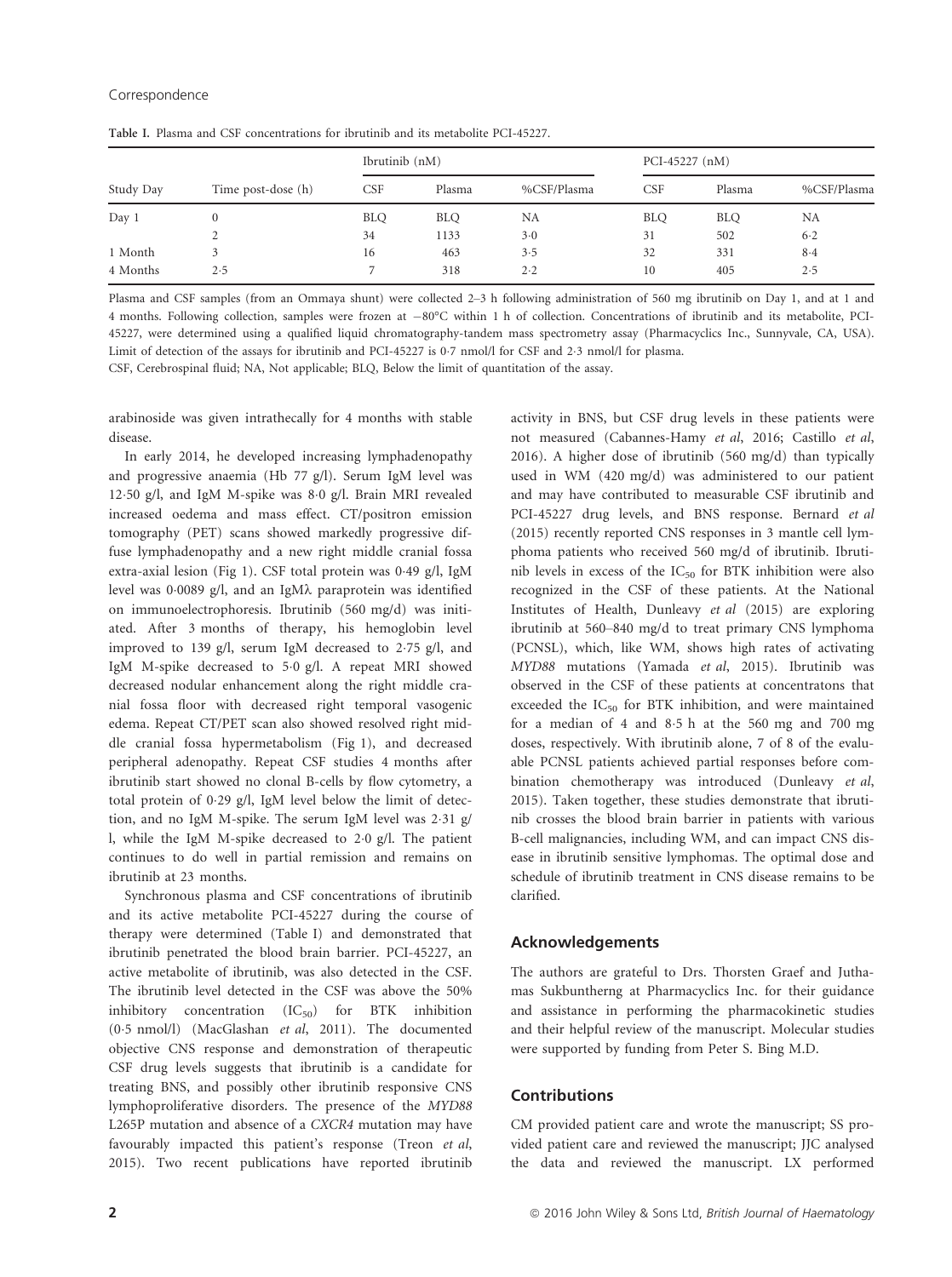Table I. Plasma and CSF concentrations for ibrutinib and its metabolite PCI-45227.

| Study Day | Time post-dose (h) | Ibrutinib (nM) | | | PCI-45227 (nM) | | |
|---|---|---|---|---|---|---|---|
| | | CSF | Plasma | %CSF/Plasma | CSF | Plasma | %CSF/Plasma |
| Day 1 | 0 | BLQ | BLQ | NA | BLQ | BLQ | NA |
| | 2 | 34 | 1133 | 3·0 | 31 | 502 | 6·2 |
| 1 Month | 3 | 16 | 463 | 3·5 | 32 | 331 | 8·4 |
| 4 Months | 2·5 | 7 | 318 | 2·2 | 10 | 405 | 2·5 |

Plasma and CSF samples (from an Ommaya shunt) were collected 2–3 h following administration of 560 mg ibrutinib on Day 1, and at 1 and 4 months. Following collection, samples were frozen at −80°C within 1 h of collection. Concentrations of ibrutinib and its metabolite, PCI-45227, were determined using a qualified liquid chromatography-tandem mass spectrometry assay (Pharmacyclics Inc., Sunnyvale, CA, USA). Limit of detection of the assays for ibrutinib and PCI-45227 is 0·7 nmol/l for CSF and 2·3 nmol/l for plasma.

CSF, Cerebrospinal fluid; NA, Not applicable; BLQ, Below the limit of quantitation of the assay.

arabinoside was given intrathecally for 4 months with stable disease.

In early 2014, he developed increasing lymphadenopathy and progressive anaemia (Hb 77 g/l). Serum IgM level was 12·50 g/l, and IgM M-spike was 8·0 g/l. Brain MRI revealed increased oedema and mass effect. CT/positron emission tomography (PET) scans showed markedly progressive diffuse lymphadenopathy and a new right middle cranial fossa extra-axial lesion (Fig 1). CSF total protein was 0·49 g/l, IgM level was 0·0089 g/l, and an IgMλ paraprotein was identified on immunoelectrophoresis. Ibrutinib (560 mg/d) was initiated. After 3 months of therapy, his hemoglobin level improved to 139 g/l, serum IgM decreased to 2·75 g/l, and IgM M-spike decreased to 5·0 g/l. A repeat MRI showed decreased nodular enhancement along the right middle cranial fossa floor with decreased right temporal vasogenic edema. Repeat CT/PET scan also showed resolved right middle cranial fossa hypermetabolism (Fig 1), and decreased peripheral adenopathy. Repeat CSF studies 4 months after ibrutinib start showed no clonal B-cells by flow cytometry, a total protein of 0·29 g/l, IgM level below the limit of detection, and no IgM M-spike. The serum IgM level was 2·31 g/l, while the IgM M-spike decreased to 2·0 g/l. The patient continues to do well in partial remission and remains on ibrutinib at 23 months.

Synchronous plasma and CSF concentrations of ibrutinib and its active metabolite PCI-45227 during the course of therapy were determined (Table I) and demonstrated that ibrutinib penetrated the blood brain barrier. PCI-45227, an active metabolite of ibrutinib, was also detected in the CSF. The ibrutinib level detected in the CSF was above the 50% inhibitory concentration ($IC_{50}$) for BTK inhibition (0·5 nmol/l) (MacGlashan *et al*, 2011). The documented objective CNS response and demonstration of therapeutic CSF drug levels suggests that ibrutinib is a candidate for treating BNS, and possibly other ibrutinib responsive CNS lymphoproliferative disorders. The presence of the *MYD88* L265P mutation and absence of a *CXCR4* mutation may have favourably impacted this patient's response (Treon *et al*, 2015). Two recent publications have reported ibrutinib activity in BNS, but CSF drug levels in these patients were not measured (Cabannes-Hamy *et al*, 2016; Castillo *et al*, 2016). A higher dose of ibrutinib (560 mg/d) than typically used in WM (420 mg/d) was administered to our patient and may have contributed to measurable CSF ibrutinib and PCI-45227 drug levels, and BNS response. Bernard *et al* (2015) recently reported CNS responses in 3 mantle cell lymphoma patients who received 560 mg/d of ibrutinib. Ibrutinib levels in excess of the $IC_{50}$ for BTK inhibition were also recognized in the CSF of these patients. At the National Institutes of Health, Dunleavy *et al* (2015) are exploring ibrutinib at 560–840 mg/d to treat primary CNS lymphoma (PCNSL), which, like WM, shows high rates of activating *MYD88* mutations (Yamada *et al*, 2015). Ibrutinib was observed in the CSF of these patients at concentratons that exceeded the $IC_{50}$ for BTK inhibition, and were maintained for a median of 4 and 8·5 h at the 560 mg and 700 mg doses, respectively. With ibrutinib alone, 7 of 8 of the evaluable PCNSL patients achieved partial responses before combination chemotherapy was introduced (Dunleavy *et al*, 2015). Taken together, these studies demonstrate that ibrutinib crosses the blood brain barrier in patients with various B-cell malignancies, including WM, and can impact CNS disease in ibrutinib sensitive lymphomas. The optimal dose and schedule of ibrutinib treatment in CNS disease remains to be clarified.

## Acknowledgements

The authors are grateful to Drs. Thorsten Graef and Juthamas Sukbuntherng at Pharmacyclics Inc. for their guidance and assistance in performing the pharmacokinetic studies and their helpful review of the manuscript. Molecular studies were supported by funding from Peter S. Bing M.D.

## Contributions

CM provided patient care and wrote the manuscript; SS provided patient care and reviewed the manuscript; JJC analysed the data and reviewed the manuscript. LX performed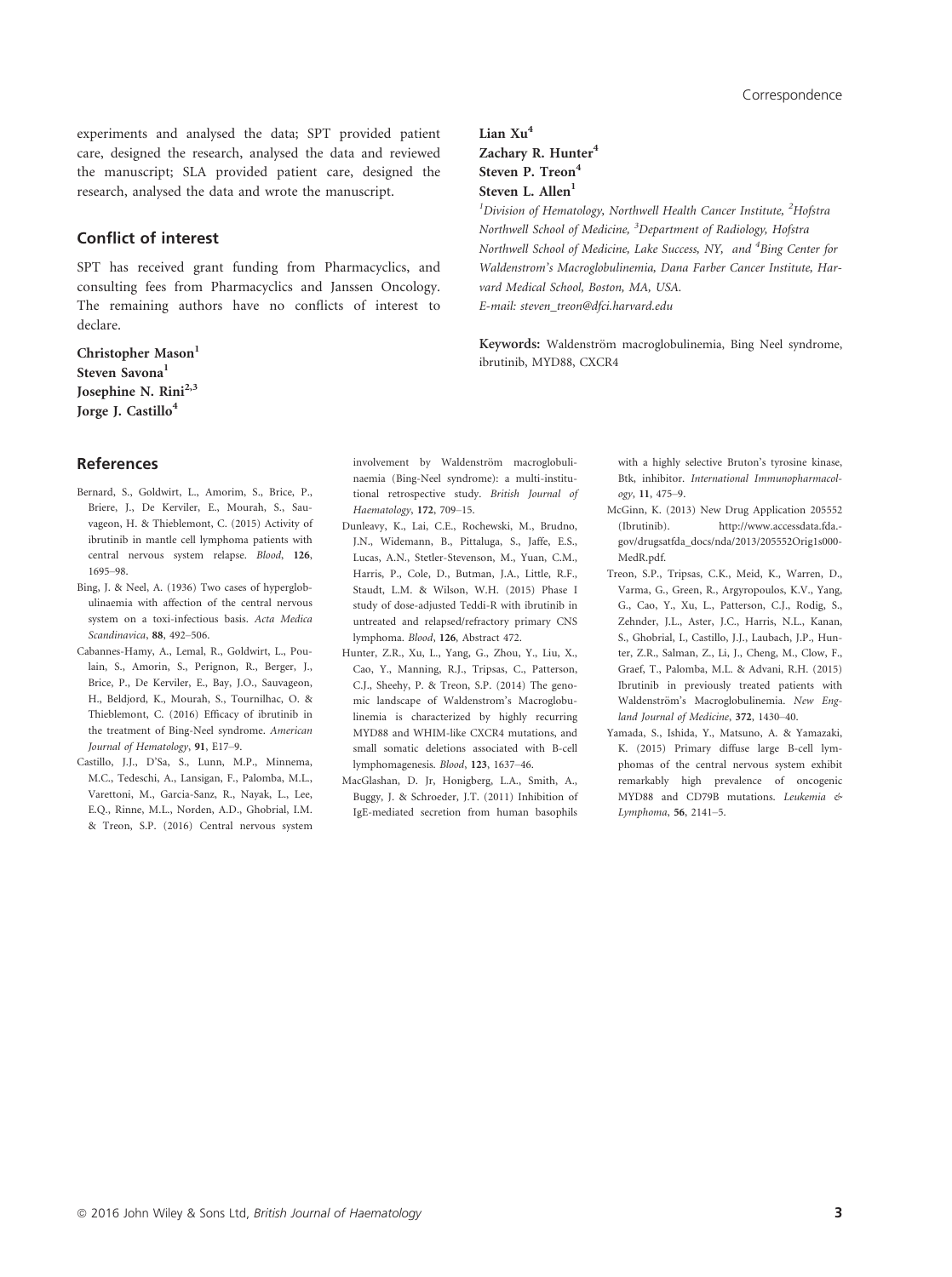experiments and analysed the data; SPT provided patient care, designed the research, analysed the data and reviewed the manuscript; SLA provided patient care, designed the research, analysed the data and wrote the manuscript.

## Conflict of interest

SPT has received grant funding from Pharmacyclics, and consulting fees from Pharmacyclics and Janssen Oncology. The remaining authors have no conflicts of interest to declare.

**Christopher Mason**[1]
**Steven Savona**[1]
**Josephine N. Rini**[2,3]
**Jorge J. Castillo**[4]
**Lian Xu**[4]
**Zachary R. Hunter**[4]
**Steven P. Treon**[4]
**Steven L. Allen**[1]

[1]*Division of Hematology, Northwell Health Cancer Institute,* [2]*Hofstra Northwell School of Medicine,* [3]*Department of Radiology, Hofstra Northwell School of Medicine, Lake Success, NY, and* [4]*Bing Center for Waldenstrom's Macroglobulinemia, Dana Farber Cancer Institute, Harvard Medical School, Boston, MA, USA.*
*E-mail: steven_treon@dfci.harvard.edu*

**Keywords:** Waldenström macroglobulinemia, Bing Neel syndrome, ibrutinib, MYD88, CXCR4

## References

Bernard, S., Goldwirt, L., Amorim, S., Brice, P., Briere, J., De Kerviler, E., Mourah, S., Sauvageon, H. & Thieblemont, C. (2015) Activity of ibrutinib in mantle cell lymphoma patients with central nervous system relapse. *Blood*, **126**, 1695–98.

Bing, J. & Neel, A. (1936) Two cases of hyperglobulinaemia with affection of the central nervous system on a toxi-infectious basis. *Acta Medica Scandinavica*, **88**, 492–506.

Cabannes-Hamy, A., Lemal, R., Goldwirt, L., Poulain, S., Amorin, S., Perignon, R., Berger, J., Brice, P., De Kerviler, E., Bay, J.O., Sauvageon, H., Beldjord, K., Mourah, S., Tournilhac, O. & Thieblemont, C. (2016) Efficacy of ibrutinib in the treatment of Bing-Neel syndrome. *American Journal of Hematology*, **91**, E17–9.

Castillo, J.J., D'Sa, S., Lunn, M.P., Minnema, M.C., Tedeschi, A., Lansigan, F., Palomba, M.L., Varettoni, M., Garcia-Sanz, R., Nayak, L., Lee, E.Q., Rinne, M.L., Norden, A.D., Ghobrial, I.M. & Treon, S.P. (2016) Central nervous system involvement by Waldenström macroglobulinaemia (Bing-Neel syndrome): a multi-institutional retrospective study. *British Journal of Haematology*, **172**, 709–15.

Dunleavy, K., Lai, C.E., Rochewski, M., Brudno, J.N., Widemann, B., Pittaluga, S., Jaffe, E.S., Lucas, A.N., Stetler-Stevenson, M., Yuan, C.M., Harris, P., Cole, D., Butman, J.A., Little, R.F., Staudt, L.M. & Wilson, W.H. (2015) Phase I study of dose-adjusted Teddi-R with ibrutinib in untreated and relapsed/refractory primary CNS lymphoma. *Blood*, **126**, Abstract 472.

Hunter, Z.R., Xu, L., Yang, G., Zhou, Y., Liu, X., Cao, Y., Manning, R.J., Tripsas, C., Patterson, C.J., Sheehy, P. & Treon, S.P. (2014) The genomic landscape of Waldenstrom's Macroglobulinemia is characterized by highly recurring MYD88 and WHIM-like CXCR4 mutations, and small somatic deletions associated with B-cell lymphomagenesis. *Blood*, **123**, 1637–46.

MacGlashan, D. Jr, Honigberg, L.A., Smith, A., Buggy, J. & Schroeder, J.T. (2011) Inhibition of IgE-mediated secretion from human basophils with a highly selective Bruton's tyrosine kinase, Btk, inhibitor. *International Immunopharmacology*, **11**, 475–9.

McGinn, K. (2013) New Drug Application 205552 (Ibrutinib). http://www.accessdata.fda.gov/drugsatfda_docs/nda/2013/205552Orig1s000MedR.pdf.

Treon, S.P., Tripsas, C.K., Meid, K., Warren, D., Varma, G., Green, R., Argyropoulos, K.V., Yang, G., Cao, Y., Xu, L., Patterson, C.J., Rodig, S., Zehnder, J.L., Aster, J.C., Harris, N.L., Kanan, S., Ghobrial, I., Castillo, J.J., Laubach, J.P., Hunter, Z.R., Salman, Z., Li, J., Cheng, M., Clow, F., Graef, T., Palomba, M.L. & Advani, R.H. (2015) Ibrutinib in previously treated patients with Waldenström's Macroglobulinemia. *New England Journal of Medicine*, **372**, 1430–40.

Yamada, S., Ishida, Y., Matsuno, A. & Yamazaki, K. (2015) Primary diffuse large B-cell lymphomas of the central nervous system exhibit remarkably high prevalence of oncogenic MYD88 and CD79B mutations. *Leukemia & Lymphoma*, **56**, 2141–5.